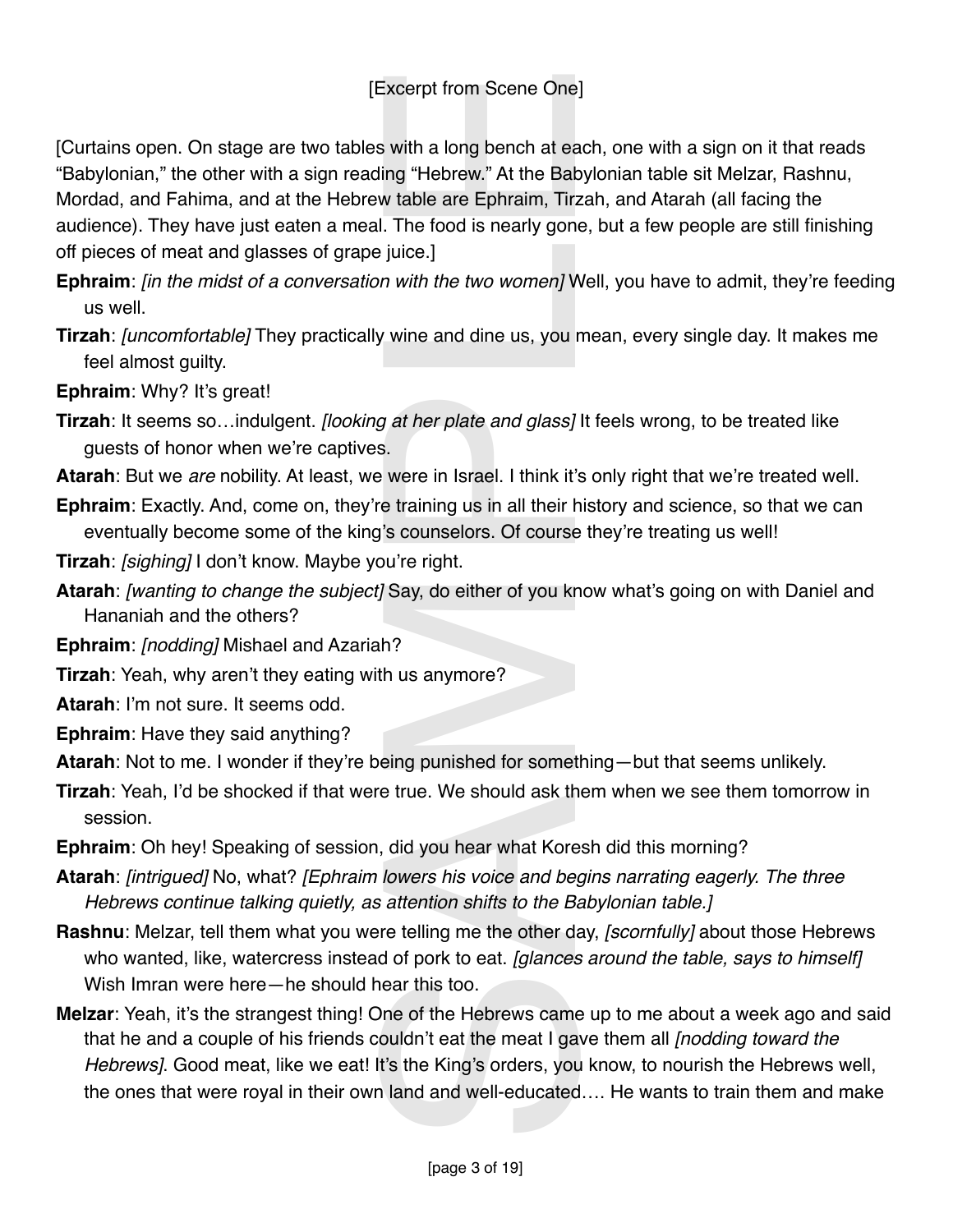[Excerpt from Scene One]

[Curtains open. On stage are two tables with a long bench at each, one with a sign on it that reads "Babylonian," the other with a sign reading "Hebrew." At the Babylonian table sit Melzar, Rashnu, Mordad, and Fahima, and at the Hebrew table are Ephraim, Tirzah, and Atarah (all facing the audience). They have just eaten a meal. The food is nearly gone, but a few people are still finishing off pieces of meat and glasses of grape juice.]

**Ephraim**: *[in the midst of a conversation with the two women]* Well, you have to admit, they're feeding us well.

**Tirzah**: *[uncomfortable]* They practically wine and dine us, you mean, every single day. It makes me feel almost guilty.

**Ephraim**: Why? It's great!

**Tirzah**: It seems so…indulgent. *[looking at her plate and glass]* It feels wrong, to be treated like guests of honor when we're captives.

**Atarah**: But we *are* nobility. At least, we were in Israel. I think it's only right that we're treated well.

**Ephraim**: Exactly. And, come on, they're training us in all their history and science, so that we can eventually become some of the king's counselors. Of course they're treating us well!

**Tirzah**: *[sighing]* I don't know. Maybe you're right.

**Atarah**: *[wanting to change the subject]* Say, do either of you know what's going on with Daniel and Hananiah and the others?

**Ephraim**: *[nodding]* Mishael and Azariah?

**Tirzah**: Yeah, why aren't they eating with us anymore?

**Atarah**: I'm not sure. It seems odd.

**Ephraim**: Have they said anything?

**Atarah**: Not to me. I wonder if they're being punished for something—but that seems unlikely.

**Tirzah**: Yeah, I'd be shocked if that were true. We should ask them when we see them tomorrow in session.

**Ephraim**: Oh hey! Speaking of session, did you hear what Koresh did this morning?

**Atarah**: *[intrigued]* No, what? *[Ephraim lowers his voice and begins narrating eagerly. The three Hebrews continue talking quietly, as attention shifts to the Babylonian table.]*

**Rashnu**: Melzar, tell them what you were telling me the other day, *[scornfully]* about those Hebrews who wanted, like, watercress instead of pork to eat. *[glances around the table, says to himself]* Wish Imran were here—he should hear this too.

**Melzar**: Yeah, it's the strangest thing! One of the Hebrews came up to me about a week ago and said that he and a couple of his friends couldn't eat the meat I gave them all *[nodding toward the Hebrews]*. Good meat, like we eat! It's the King's orders, you know, to nourish the Hebrews well, the ones that were royal in their own land and well-educated…. He wants to train them and make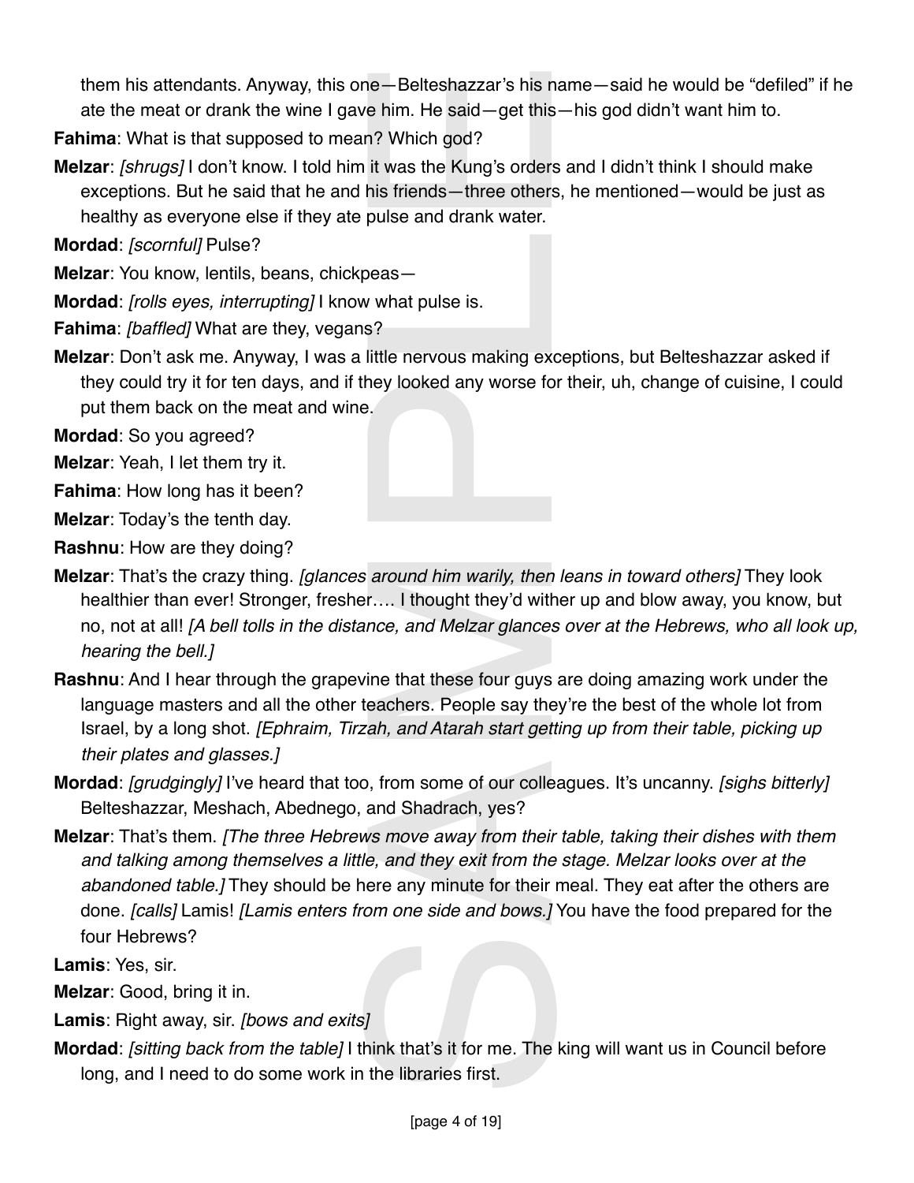them his attendants. Anyway, this one—Belteshazzar's his name—said he would be "defiled" if he ate the meat or drank the wine I gave him. He said—get this—his god didn't want him to.

**Fahima**: What is that supposed to mean? Which god?

**Melzar**: *[shrugs]* I don't know. I told him it was the Kung's orders and I didn't think I should make exceptions. But he said that he and his friends—three others, he mentioned—would be just as healthy as everyone else if they ate pulse and drank water.

**Mordad**: *[scornful]* Pulse?

**Melzar**: You know, lentils, beans, chickpeas—

**Mordad**: *[rolls eyes, interrupting]* I know what pulse is.

**Fahima**: *[baffled]* What are they, vegans?

**Melzar**: Don't ask me. Anyway, I was a little nervous making exceptions, but Belteshazzar asked if they could try it for ten days, and if they looked any worse for their, uh, change of cuisine, I could put them back on the meat and wine.

**Mordad**: So you agreed?

**Melzar**: Yeah, I let them try it.

**Fahima**: How long has it been?

**Melzar**: Today's the tenth day.

**Rashnu**: How are they doing?

**Melzar**: That's the crazy thing. *[glances around him warily, then leans in toward others]* They look healthier than ever! Stronger, fresher…. I thought they'd wither up and blow away, you know, but no, not at all! *[A bell tolls in the distance, and Melzar glances over at the Hebrews, who all look up, hearing the bell.]*

**Rashnu**: And I hear through the grapevine that these four guys are doing amazing work under the language masters and all the other teachers. People say they're the best of the whole lot from Israel, by a long shot. *[Ephraim, Tirzah, and Atarah start getting up from their table, picking up their plates and glasses.]*

**Mordad**: *[grudgingly]* I've heard that too, from some of our colleagues. It's uncanny. *[sighs bitterly]* Belteshazzar, Meshach, Abednego, and Shadrach, yes?

**Melzar**: That's them. *[The three Hebrews move away from their table, taking their dishes with them and talking among themselves a little, and they exit from the stage. Melzar looks over at the abandoned table.]* They should be here any minute for their meal. They eat after the others are done. *[calls]* Lamis! *[Lamis enters from one side and bows.]* You have the food prepared for the four Hebrews?

**Lamis**: Yes, sir.

**Melzar**: Good, bring it in.

**Lamis**: Right away, sir. *[bows and exits]*

**Mordad**: *[sitting back from the table]* I think that's it for me. The king will want us in Council before long, and I need to do some work in the libraries first.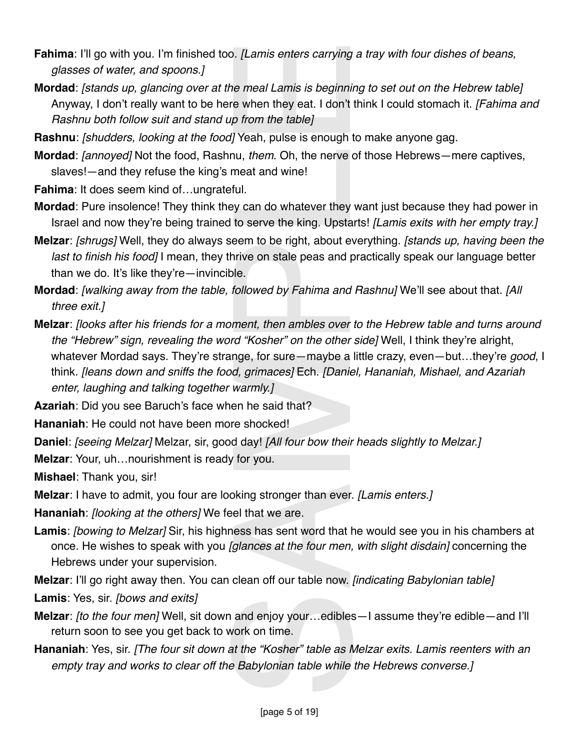**Fahima**: I'll go with you. I'm finished too. *[Lamis enters carrying a tray with four dishes of beans, glasses of water, and spoons.]*

**Mordad**: *[stands up, glancing over at the meal Lamis is beginning to set out on the Hebrew table]* Anyway, I don't really want to be here when they eat. I don't think I could stomach it. *[Fahima and Rashnu both follow suit and stand up from the table]*

**Rashnu**: *[shudders, looking at the food]* Yeah, pulse is enough to make anyone gag.

**Mordad**: *[annoyed]* Not the food, Rashnu, *them*. Oh, the nerve of those Hebrews—mere captives, slaves!—and they refuse the king's meat and wine!

**Fahima**: It does seem kind of…ungrateful.

**Mordad**: Pure insolence! They think they can do whatever they want just because they had power in Israel and now they're being trained to serve the king. Upstarts! *[Lamis exits with her empty tray.]*

**Melzar**: *[shrugs]* Well, they do always seem to be right, about everything. *[stands up, having been the last to finish his food]* I mean, they thrive on stale peas and practically speak our language better than we do. It's like they're—invincible.

**Mordad**: *[walking away from the table, followed by Fahima and Rashnu]* We'll see about that. *[All three exit.]*

**Melzar**: *[looks after his friends for a moment, then ambles over to the Hebrew table and turns around the "Hebrew" sign, revealing the word "Kosher" on the other side]* Well, I think they're alright, whatever Mordad says. They're strange, for sure—maybe a little crazy, even—but…they're *good*, I think. *[leans down and sniffs the food, grimaces]* Ech. *[Daniel, Hananiah, Mishael, and Azariah enter, laughing and talking together warmly.]*

**Azariah**: Did you see Baruch's face when he said that?

**Hananiah**: He could not have been more shocked!

**Daniel**: *[seeing Melzar]* Melzar, sir, good day! *[All four bow their heads slightly to Melzar.]*

**Melzar**: Your, uh…nourishment is ready for you.

**Mishael**: Thank you, sir!

**Melzar**: I have to admit, you four are looking stronger than ever. *[Lamis enters.]*

**Hananiah**: *[looking at the others]* We feel that we are.

**Lamis**: *[bowing to Melzar]* Sir, his highness has sent word that he would see you in his chambers at once. He wishes to speak with you *[glances at the four men, with slight disdain]* concerning the Hebrews under your supervision.

**Melzar**: I'll go right away then. You can clean off our table now. *[indicating Babylonian table]*

**Lamis**: Yes, sir. *[bows and exits]*

**Melzar**: *[to the four men]* Well, sit down and enjoy your…edibles—I assume they're edible—and I'll return soon to see you get back to work on time.

**Hananiah**: Yes, sir. *[The four sit down at the "Kosher" table as Melzar exits. Lamis reenters with an empty tray and works to clear off the Babylonian table while the Hebrews converse.]*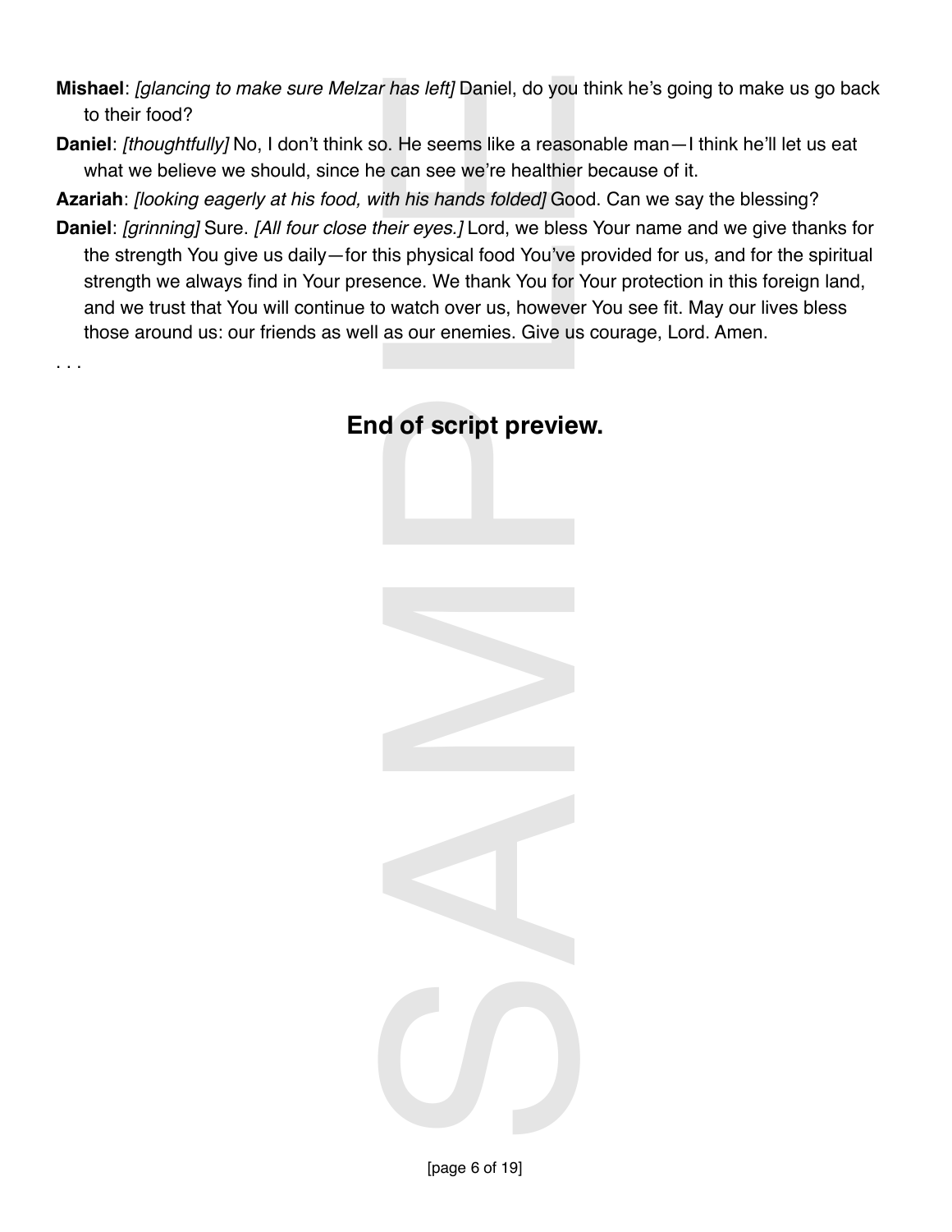**Mishael**: *[glancing to make sure Melzar has left]* Daniel, do you think he's going to make us go back to their food?

**Daniel**: *[thoughtfully]* No, I don't think so. He seems like a reasonable man—I think he'll let us eat what we believe we should, since he can see we're healthier because of it.

**Azariah**: *[looking eagerly at his food, with his hands folded]* Good. Can we say the blessing?

**Daniel**: *[grinning]* Sure. *[All four close their eyes.]* Lord, we bless Your name and we give thanks for the strength You give us daily—for this physical food You've provided for us, and for the spiritual strength we always find in Your presence. We thank You for Your protection in this foreign land, and we trust that You will continue to watch over us, however You see fit. May our lives bless those around us: our friends as well as our enemies. Give us courage, Lord. Amen.

. . .

**End of script preview.**